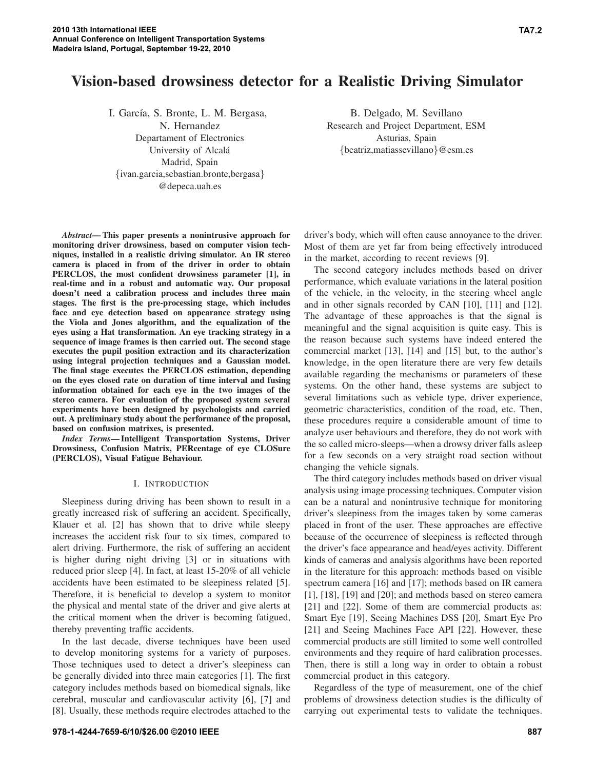# Vision-based drowsiness detector for a Realistic Driving Simulator

I. García, S. Bronte, L. M. Bergasa, N. Hernandez
Departament of Electronics
University of Alcalá
Madrid, Spain
{ivan.garcia,sebastian.bronte,bergasa}@depeca.uah.es

B. Delgado, M. Sevillano
Research and Project Department, ESM
Asturias, Spain
{beatriz,matiassevillano}@esm.es

***Abstract*— This paper presents a nonintrusive approach for monitoring driver drowsiness, based on computer vision techniques, installed in a realistic driving simulator. An IR stereo camera is placed in from of the driver in order to obtain PERCLOS, the most confident drowsiness parameter [1], in real-time and in a robust and automatic way. Our proposal doesn't need a calibration process and includes three main stages. The first is the pre-processing stage, which includes face and eye detection based on appearance strategy using the Viola and Jones algorithm, and the equalization of the eyes using a Hat transformation. An eye tracking strategy in a sequence of image frames is then carried out. The second stage executes the pupil position extraction and its characterization using integral projection techniques and a Gaussian model. The final stage executes the PERCLOS estimation, depending on the eyes closed rate on duration of time interval and fusing information obtained for each eye in the two images of the stereo camera. For evaluation of the proposed system several experiments have been designed by psychologists and carried out. A preliminary study about the performance of the proposal, based on confusion matrixes, is presented.**

***Index Terms*— Intelligent Transportation Systems, Driver Drowsiness, Confusion Matrix, PERcentage of eye CLOSure (PERCLOS), Visual Fatigue Behaviour.**

## I. Introduction

Sleepiness during driving has been shown to result in a greatly increased risk of suffering an accident. Specifically, Klauer et al. [2] has shown that to drive while sleepy increases the accident risk four to six times, compared to alert driving. Furthermore, the risk of suffering an accident is higher during night driving [3] or in situations with reduced prior sleep [4]. In fact, at least 15-20% of all vehicle accidents have been estimated to be sleepiness related [5]. Therefore, it is beneficial to develop a system to monitor the physical and mental state of the driver and give alerts at the critical moment when the driver is becoming fatigued, thereby preventing traffic accidents.

In the last decade, diverse techniques have been used to develop monitoring systems for a variety of purposes. Those techniques used to detect a driver's sleepiness can be generally divided into three main categories [1]. The first category includes methods based on biomedical signals, like cerebral, muscular and cardiovascular activity [6], [7] and [8]. Usually, these methods require electrodes attached to the driver's body, which will often cause annoyance to the driver. Most of them are yet far from being effectively introduced in the market, according to recent reviews [9].

The second category includes methods based on driver performance, which evaluate variations in the lateral position of the vehicle, in the velocity, in the steering wheel angle and in other signals recorded by CAN [10], [11] and [12]. The advantage of these approaches is that the signal is meaningful and the signal acquisition is quite easy. This is the reason because such systems have indeed entered the commercial market [13], [14] and [15] but, to the author's knowledge, in the open literature there are very few details available regarding the mechanisms or parameters of these systems. On the other hand, these systems are subject to several limitations such as vehicle type, driver experience, geometric characteristics, condition of the road, etc. Then, these procedures require a considerable amount of time to analyze user behaviours and therefore, they do not work with the so called micro-sleeps—when a drowsy driver falls asleep for a few seconds on a very straight road section without changing the vehicle signals.

The third category includes methods based on driver visual analysis using image processing techniques. Computer vision can be a natural and nonintrusive technique for monitoring driver's sleepiness from the images taken by some cameras placed in front of the user. These approaches are effective because of the occurrence of sleepiness is reflected through the driver's face appearance and head/eyes activity. Different kinds of cameras and analysis algorithms have been reported in the literature for this approach: methods based on visible spectrum camera [16] and [17]; methods based on IR camera [1], [18], [19] and [20]; and methods based on stereo camera [21] and [22]. Some of them are commercial products as: Smart Eye [19], Seeing Machines DSS [20], Smart Eye Pro [21] and Seeing Machines Face API [22]. However, these commercial products are still limited to some well controlled environments and they require of hard calibration processes. Then, there is still a long way in order to obtain a robust commercial product in this category.

Regardless of the type of measurement, one of the chief problems of drowsiness detection studies is the difficulty of carrying out experimental tests to validate the techniques.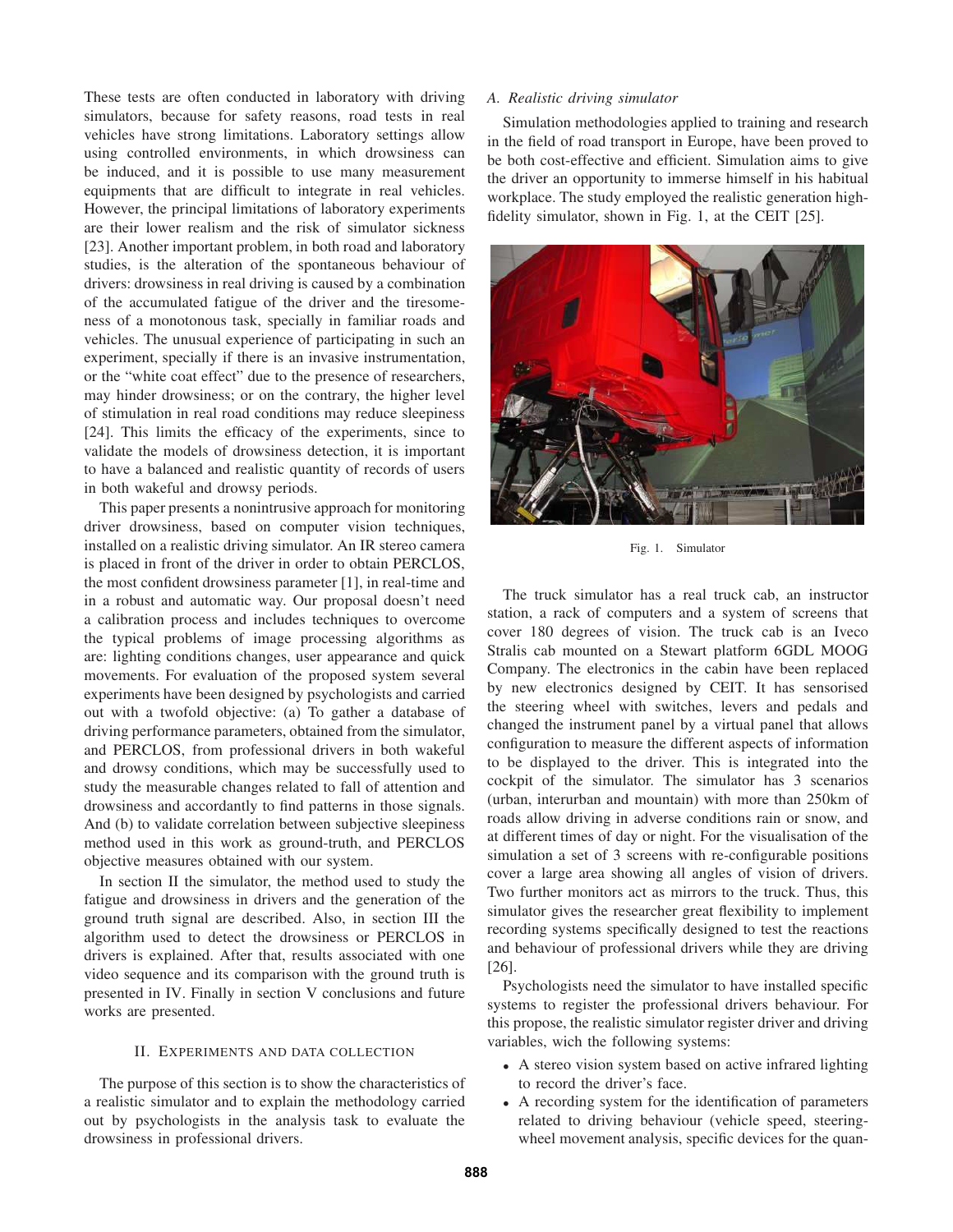These tests are often conducted in laboratory with driving simulators, because for safety reasons, road tests in real vehicles have strong limitations. Laboratory settings allow using controlled environments, in which drowsiness can be induced, and it is possible to use many measurement equipments that are difficult to integrate in real vehicles. However, the principal limitations of laboratory experiments are their lower realism and the risk of simulator sickness [23]. Another important problem, in both road and laboratory studies, is the alteration of the spontaneous behaviour of drivers: drowsiness in real driving is caused by a combination of the accumulated fatigue of the driver and the tiresomeness of a monotonous task, specially in familiar roads and vehicles. The unusual experience of participating in such an experiment, specially if there is an invasive instrumentation, or the "white coat effect" due to the presence of researchers, may hinder drowsiness; or on the contrary, the higher level of stimulation in real road conditions may reduce sleepiness [24]. This limits the efficacy of the experiments, since to validate the models of drowsiness detection, it is important to have a balanced and realistic quantity of records of users in both wakeful and drowsy periods.

This paper presents a nonintrusive approach for monitoring driver drowsiness, based on computer vision techniques, installed on a realistic driving simulator. An IR stereo camera is placed in front of the driver in order to obtain PERCLOS, the most confident drowsiness parameter [1], in real-time and in a robust and automatic way. Our proposal doesn't need a calibration process and includes techniques to overcome the typical problems of image processing algorithms as are: lighting conditions changes, user appearance and quick movements. For evaluation of the proposed system several experiments have been designed by psychologists and carried out with a twofold objective: (a) To gather a database of driving performance parameters, obtained from the simulator, and PERCLOS, from professional drivers in both wakeful and drowsy conditions, which may be successfully used to study the measurable changes related to fall of attention and drowsiness and accordantly to find patterns in those signals. And (b) to validate correlation between subjective sleepiness method used in this work as ground-truth, and PERCLOS objective measures obtained with our system.

In section II the simulator, the method used to study the fatigue and drowsiness in drivers and the generation of the ground truth signal are described. Also, in section III the algorithm used to detect the drowsiness or PERCLOS in drivers is explained. After that, results associated with one video sequence and its comparison with the ground truth is presented in IV. Finally in section V conclusions and future works are presented.

## II. Experiments and Data Collection

The purpose of this section is to show the characteristics of a realistic simulator and to explain the methodology carried out by psychologists in the analysis task to evaluate the drowsiness in professional drivers.

### *A. Realistic driving simulator*

Simulation methodologies applied to training and research in the field of road transport in Europe, have been proved to be both cost-effective and efficient. Simulation aims to give the driver an opportunity to immerse himself in his habitual workplace. The study employed the realistic generation high-fidelity simulator, shown in Fig. 1, at the CEIT [25].

Fig. 1. Simulator

The truck simulator has a real truck cab, an instructor station, a rack of computers and a system of screens that cover 180 degrees of vision. The truck cab is an Iveco Stralis cab mounted on a Stewart platform 6GDL MOOG Company. The electronics in the cabin have been replaced by new electronics designed by CEIT. It has sensorised the steering wheel with switches, levers and pedals and changed the instrument panel by a virtual panel that allows configuration to measure the different aspects of information to be displayed to the driver. This is integrated into the cockpit of the simulator. The simulator has 3 scenarios (urban, interurban and mountain) with more than 250km of roads allow driving in adverse conditions rain or snow, and at different times of day or night. For the visualisation of the simulation a set of 3 screens with re-configurable positions cover a large area showing all angles of vision of drivers. Two further monitors act as mirrors to the truck. Thus, this simulator gives the researcher great flexibility to implement recording systems specifically designed to test the reactions and behaviour of professional drivers while they are driving [26].

Psychologists need the simulator to have installed specific systems to register the professional drivers behaviour. For this propose, the realistic simulator register driver and driving variables, wich the following systems:

- A stereo vision system based on active infrared lighting to record the driver's face.
- A recording system for the identification of parameters related to driving behaviour (vehicle speed, steering-wheel movement analysis, specific devices for the quan-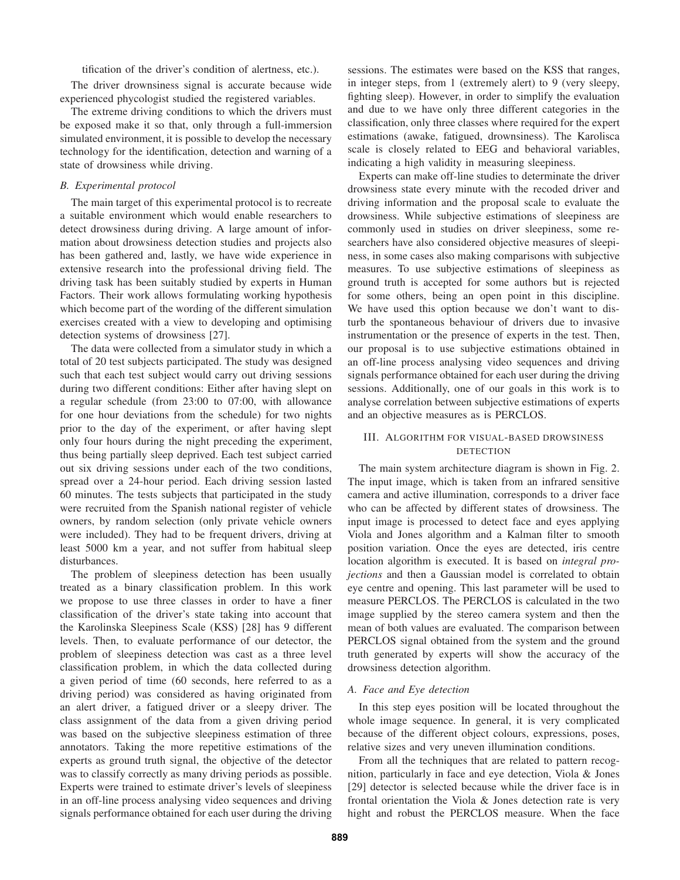tification of the driver's condition of alertness, etc.).

The driver drownsiness signal is accurate because wide experienced phycologist studied the registered variables.

The extreme driving conditions to which the drivers must be exposed make it so that, only through a full-immersion simulated environment, it is possible to develop the necessary technology for the identification, detection and warning of a state of drowsiness while driving.

### B. Experimental protocol

The main target of this experimental protocol is to recreate a suitable environment which would enable researchers to detect drowsiness during driving. A large amount of information about drowsiness detection studies and projects also has been gathered and, lastly, we have wide experience in extensive research into the professional driving field. The driving task has been suitably studied by experts in Human Factors. Their work allows formulating working hypothesis which become part of the wording of the different simulation exercises created with a view to developing and optimising detection systems of drowsiness [27].

The data were collected from a simulator study in which a total of 20 test subjects participated. The study was designed such that each test subject would carry out driving sessions during two different conditions: Either after having slept on a regular schedule (from 23:00 to 07:00, with allowance for one hour deviations from the schedule) for two nights prior to the day of the experiment, or after having slept only four hours during the night preceding the experiment, thus being partially sleep deprived. Each test subject carried out six driving sessions under each of the two conditions, spread over a 24-hour period. Each driving session lasted 60 minutes. The tests subjects that participated in the study were recruited from the Spanish national register of vehicle owners, by random selection (only private vehicle owners were included). They had to be frequent drivers, driving at least 5000 km a year, and not suffer from habitual sleep disturbances.

The problem of sleepiness detection has been usually treated as a binary classification problem. In this work we propose to use three classes in order to have a finer classification of the driver's state taking into account that the Karolinska Sleepiness Scale (KSS) [28] has 9 different levels. Then, to evaluate performance of our detector, the problem of sleepiness detection was cast as a three level classification problem, in which the data collected during a given period of time (60 seconds, here referred to as a driving period) was considered as having originated from an alert driver, a fatigued driver or a sleepy driver. The class assignment of the data from a given driving period was based on the subjective sleepiness estimation of three annotators. Taking the more repetitive estimations of the experts as ground truth signal, the objective of the detector was to classify correctly as many driving periods as possible. Experts were trained to estimate driver's levels of sleepiness in an off-line process analysing video sequences and driving signals performance obtained for each user during the driving sessions. The estimates were based on the KSS that ranges, in integer steps, from 1 (extremely alert) to 9 (very sleepy, fighting sleep). However, in order to simplify the evaluation and due to we have only three different categories in the classification, only three classes where required for the expert estimations (awake, fatigued, drownsiness). The Karolisca scale is closely related to EEG and behavioral variables, indicating a high validity in measuring sleepiness.

Experts can make off-line studies to determinate the driver drowsiness state every minute with the recoded driver and driving information and the proposal scale to evaluate the drowsiness. While subjective estimations of sleepiness are commonly used in studies on driver sleepiness, some researchers have also considered objective measures of sleepiness, in some cases also making comparisons with subjective measures. To use subjective estimations of sleepiness as ground truth is accepted for some authors but is rejected for some others, being an open point in this discipline. We have used this option because we don't want to disturb the spontaneous behaviour of drivers due to invasive instrumentation or the presence of experts in the test. Then, our proposal is to use subjective estimations obtained in an off-line process analysing video sequences and driving signals performance obtained for each user during the driving sessions. Additionally, one of our goals in this work is to analyse correlation between subjective estimations of experts and an objective measures as is PERCLOS.

## III. Algorithm for visual-based drowsiness detection

The main system architecture diagram is shown in Fig. 2. The input image, which is taken from an infrared sensitive camera and active illumination, corresponds to a driver face who can be affected by different states of drowsiness. The input image is processed to detect face and eyes applying Viola and Jones algorithm and a Kalman filter to smooth position variation. Once the eyes are detected, iris centre location algorithm is executed. It is based on *integral projections* and then a Gaussian model is correlated to obtain eye centre and opening. This last parameter will be used to measure PERCLOS. The PERCLOS is calculated in the two image supplied by the stereo camera system and then the mean of both values are evaluated. The comparison between PERCLOS signal obtained from the system and the ground truth generated by experts will show the accuracy of the drowsiness detection algorithm.

### A. Face and Eye detection

In this step eyes position will be located throughout the whole image sequence. In general, it is very complicated because of the different object colours, expressions, poses, relative sizes and very uneven illumination conditions.

From all the techniques that are related to pattern recognition, particularly in face and eye detection, Viola & Jones [29] detector is selected because while the driver face is in frontal orientation the Viola & Jones detection rate is very hight and robust the PERCLOS measure. When the face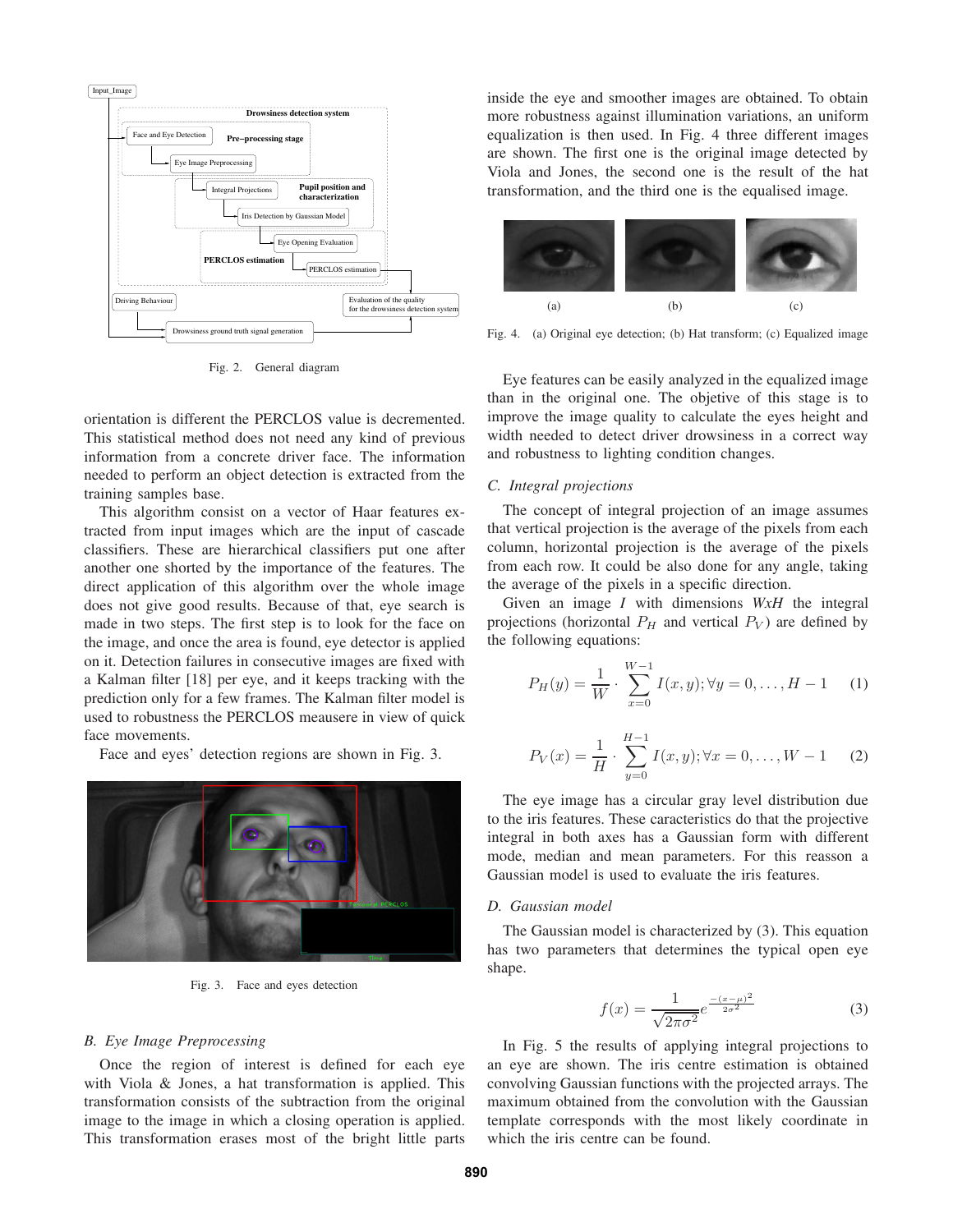Input_Image

Drowsiness detection system

Face and Eye Detection

Pre–processing stage

Eye Image Preprocessing

Integral Projections

Pupil position and characterization

Iris Detection by Gaussian Model

Eye Opening Evaluation

PERCLOS estimation

PERCLOS estimation

Driving Behaviour

Evaluation of the quality for the drowsiness detection system

Drowsiness ground truth signal generation

Fig. 2. General diagram

orientation is different the PERCLOS value is decremented. This statistical method does not need any kind of previous information from a concrete driver face. The information needed to perform an object detection is extracted from the training samples base.

This algorithm consist on a vector of Haar features extracted from input images which are the input of cascade classifiers. These are hierarchical classifiers put one after another one shorted by the importance of the features. The direct application of this algorithm over the whole image does not give good results. Because of that, eye search is made in two steps. The first step is to look for the face on the image, and once the area is found, eye detector is applied on it. Detection failures in consecutive images are fixed with a Kalman filter [18] per eye, and it keeps tracking with the prediction only for a few frames. The Kalman filter model is used to robustness the PERCLOS meausere in view of quick face movements.

Face and eyes' detection regions are shown in Fig. 3.

Fig. 3. Face and eyes detection

### B. Eye Image Preprocessing

Once the region of interest is defined for each eye with Viola & Jones, a hat transformation is applied. This transformation consists of the subtraction from the original image to the image in which a closing operation is applied. This transformation erases most of the bright little parts inside the eye and smoother images are obtained. To obtain more robustness against illumination variations, an uniform equalization is then used. In Fig. 4 three different images are shown. The first one is the original image detected by Viola and Jones, the second one is the result of the hat transformation, and the third one is the equalised image.

(a) (b) (c)

Fig. 4. (a) Original eye detection; (b) Hat transform; (c) Equalized image

Eye features can be easily analyzed in the equalized image than in the original one. The objetive of this stage is to improve the image quality to calculate the eyes height and width needed to detect driver drowsiness in a correct way and robustness to lighting condition changes.

### C. Integral projections

The concept of integral projection of an image assumes that vertical projection is the average of the pixels from each column, horizontal projection is the average of the pixels from each row. It could be also done for any angle, taking the average of the pixels in a specific direction.

Given an image *I* with dimensions *WxH* the integral projections (horizontal $P_H$ and vertical $P_V$) are defined by the following equations:

$$P_H(y) = \frac{1}{W} \cdot \sum_{x=0}^{W-1} I(x,y); \forall y = 0, \ldots, H-1 \quad (1)$$

$$P_V(x) = \frac{1}{H} \cdot \sum_{y=0}^{H-1} I(x,y); \forall x = 0, \ldots, W-1 \quad (2)$$

The eye image has a circular gray level distribution due to the iris features. These caracteristics do that the projective integral in both axes has a Gaussian form with different mode, median and mean parameters. For this reasson a Gaussian model is used to evaluate the iris features.

### D. Gaussian model

The Gaussian model is characterized by (3). This equation has two parameters that determines the typical open eye shape.

$$f(x) = \frac{1}{\sqrt{2\pi\sigma^2}} e^{\frac{-(x-\mu)^2}{2\sigma^2}} \quad (3)$$

In Fig. 5 the results of applying integral projections to an eye are shown. The iris centre estimation is obtained convolving Gaussian functions with the projected arrays. The maximum obtained from the convolution with the Gaussian template corresponds with the most likely coordinate in which the iris centre can be found.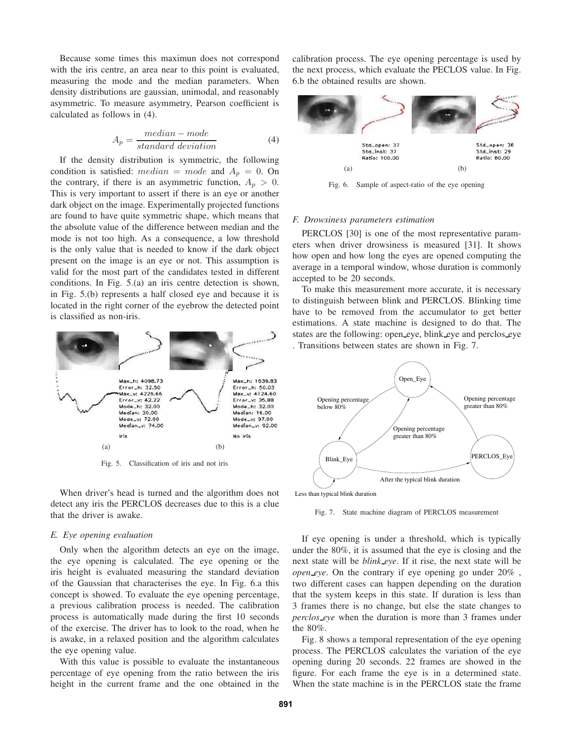Because some times this maximun does not correspond with the iris centre, an area near to this point is evaluated, measuring the mode and the median parameters. When density distributions are gaussian, unimodal, and reasonably asymmetric. To measure asymmetry, Pearson coefficient is calculated as follows in (4).

$$A_p = \frac{median - mode}{standard\ deviation} \quad (4)$$

If the density distribution is symmetric, the following condition is satisfied: $median = mode$ and $A_p = 0$. On the contrary, if there is an asymmetric function, $A_p > 0$. This is very important to assert if there is an eye or another dark object on the image. Experimentally projected functions are found to have quite symmetric shape, which means that the absolute value of the difference between median and the mode is not too high. As a consequence, a low threshold is the only value that is needed to know if the dark object present on the image is an eye or not. This assumption is valid for the most part of the candidates tested in different conditions. In Fig. 5.(a) an iris centre detection is shown, in Fig. 5.(b) represents a half closed eye and because it is located in the right corner of the eyebrow the detected point is classified as non-iris.

Fig. 5. Classification of iris and not iris

When driver's head is turned and the algorithm does not detect any iris the PERCLOS decreases due to this is a clue that the driver is awake.

### E. Eye opening evaluation

Only when the algorithm detects an eye on the image, the eye opening is calculated. The eye opening or the iris height is evaluated measuring the standard deviation of the Gaussian that characterises the eye. In Fig. 6.a this concept is showed. To evaluate the eye opening percentage, a previous calibration process is needed. The calibration process is automatically made during the first 10 seconds of the exercise. The driver has to look to the road, when he is awake, in a relaxed position and the algorithm calculates the eye opening value.

With this value is possible to evaluate the instantaneous percentage of eye opening from the ratio between the iris height in the current frame and the one obtained in the calibration process. The eye opening percentage is used by the next process, which evaluate the PECLOS value. In Fig. 6.b the obtained results are shown.

Fig. 6. Sample of aspect-ratio of the eye opening

### F. Drowsiness parameters estimation

PERCLOS [30] is one of the most representative parameters when driver drowsiness is measured [31]. It shows how open and how long the eyes are opened computing the average in a temporal window, whose duration is commonly accepted to be 20 seconds.

To make this measurement more accurate, it is necessary to distinguish between blink and PERCLOS. Blinking time have to be removed from the accumulator to get better estimations. A state machine is designed to do that. The states are the following: open_eye, blink_eye and perclos_eye . Transitions between states are shown in Fig. 7.

Fig. 7. State machine diagram of PERCLOS measurement

If eye opening is under a threshold, which is typically under the 80%, it is assumed that the eye is closing and the next state will be *blink_eye*. If it rise, the next state will be *open_eye*. On the contrary if eye opening go under 20% , two different cases can happen depending on the duration that the system keeps in this state. If duration is less than 3 frames there is no change, but else the state changes to *perclos_eye* when the duration is more than 3 frames under the 80%.

Fig. 8 shows a temporal representation of the eye opening process. The PERCLOS calculates the variation of the eye opening during 20 seconds. 22 frames are showed in the figure. For each frame the eye is in a determined state. When the state machine is in the PERCLOS state the frame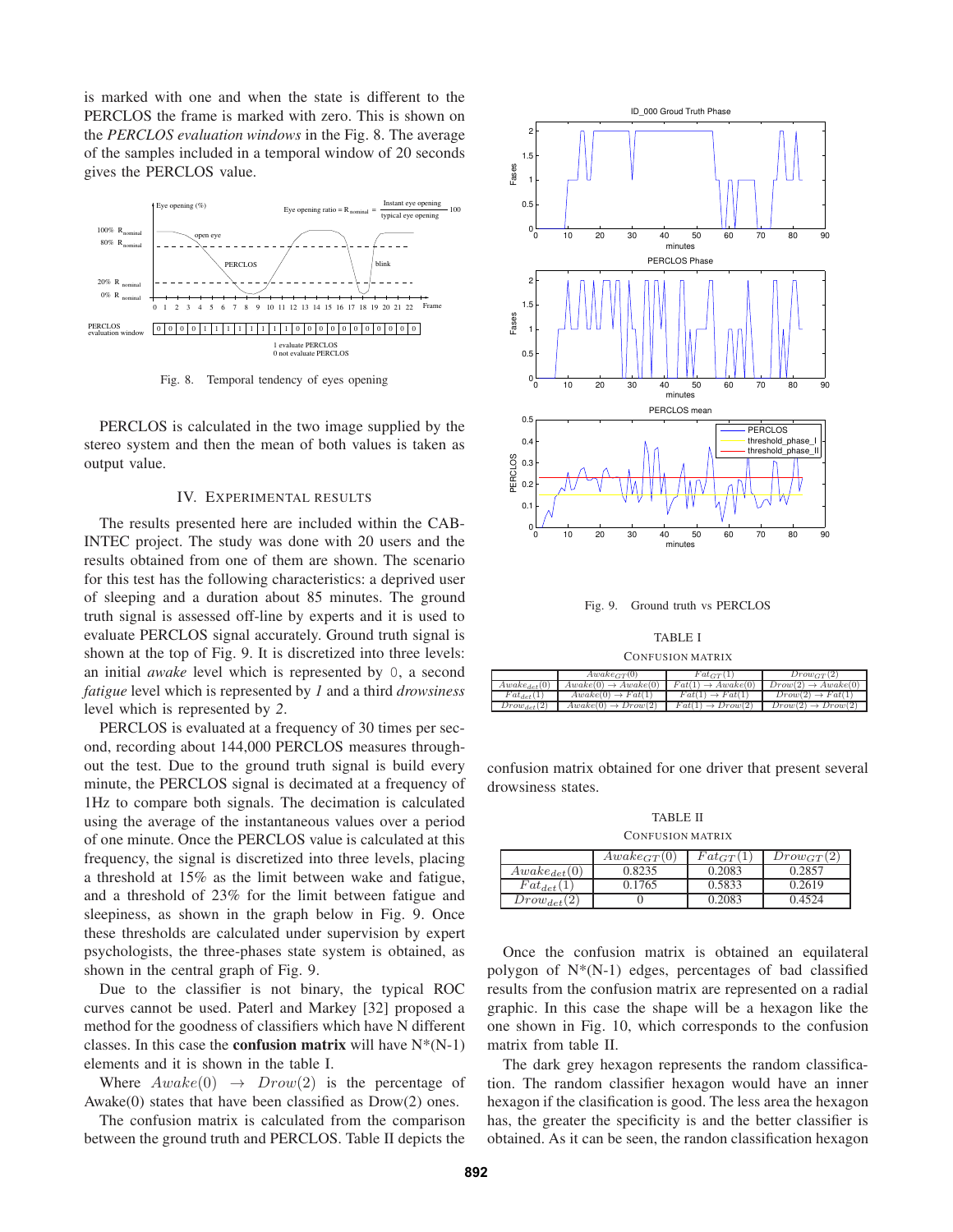is marked with one and when the state is different to the PERCLOS the frame is marked with zero. This is shown on the *PERCLOS evaluation windows* in the Fig. 8. The average of the samples included in a temporal window of 20 seconds gives the PERCLOS value.

Fig. 8. Temporal tendency of eyes opening

PERCLOS is calculated in the two image supplied by the stereo system and then the mean of both values is taken as output value.

## IV. Experimental Results

The results presented here are included within the CAB-INTEC project. The study was done with 20 users and the results obtained from one of them are shown. The scenario for this test has the following characteristics: a deprived user of sleeping and a duration about 85 minutes. The ground truth signal is assessed off-line by experts and it is used to evaluate PERCLOS signal accurately. Ground truth signal is shown at the top of Fig. 9. It is discretized into three levels: an initial *awake* level which is represented by 0, a second *fatigue* level which is represented by *1* and a third *drowsiness* level which is represented by *2*.

PERCLOS is evaluated at a frequency of 30 times per second, recording about 144,000 PERCLOS measures throughout the test. Due to the ground truth signal is build every minute, the PERCLOS signal is decimated at a frequency of 1Hz to compare both signals. The decimation is calculated using the average of the instantaneous values over a period of one minute. Once the PERCLOS value is calculated at this frequency, the signal is discretized into three levels, placing a threshold at 15% as the limit between wake and fatigue, and a threshold of 23% for the limit between fatigue and sleepiness, as shown in the graph below in Fig. 9. Once these thresholds are calculated under supervision by expert psychologists, the three-phases state system is obtained, as shown in the central graph of Fig. 9.

Due to the classifier is not binary, the typical ROC curves cannot be used. Paterl and Markey [32] proposed a method for the goodness of classifiers which have N different classes. In this case the **confusion matrix** will have N*(N-1) elements and it is shown in the table I.

Where $Awake(0) \rightarrow Drow(2)$ is the percentage of Awake(0) states that have been classified as Drow(2) ones.

The confusion matrix is calculated from the comparison between the ground truth and PERCLOS. Table II depicts the confusion matrix obtained for one driver that present several drowsiness states.

Fig. 9. Ground truth vs PERCLOS

TABLE I
Confusion Matrix

| | $Awake_{GT}(0)$ | $Fat_{GT}(1)$ | $Drow_{GT}(2)$ |
|---|---|---|---|
| $Awake_{det}(0)$ | $Awake(0) \rightarrow Awake(0)$ | $Fat(1) \rightarrow Awake(0)$ | $Drow(2) \rightarrow Awake(0)$ |
| $Fat_{det}(1)$ | $Awake(0) \rightarrow Fat(1)$ | $Fat(1) \rightarrow Fat(1)$ | $Drow(2) \rightarrow Fat(1)$ |
| $Drow_{det}(2)$ | $Awake(0) \rightarrow Drow(2)$ | $Fat(1) \rightarrow Drow(2)$ | $Drow(2) \rightarrow Drow(2)$ |

TABLE II
Confusion Matrix

| | $Awake_{GT}(0)$ | $Fat_{GT}(1)$ | $Drow_{GT}(2)$ |
|---|---|---|---|
| $Awake_{det}(0)$ | 0.8235 | 0.2083 | 0.2857 |
| $Fat_{det}(1)$ | 0.1765 | 0.5833 | 0.2619 |
| $Drow_{det}(2)$ | 0 | 0.2083 | 0.4524 |

Once the confusion matrix is obtained an equilateral polygon of N*(N-1) edges, percentages of bad classified results from the confusion matrix are represented on a radial graphic. In this case the shape will be a hexagon like the one shown in Fig. 10, which corresponds to the confusion matrix from table II.

The dark grey hexagon represents the random classification. The random classifier hexagon would have an inner hexagon if the clasification is good. The less area the hexagon has, the greater the specificity is and the better classifier is obtained. As it can be seen, the randon classification hexagon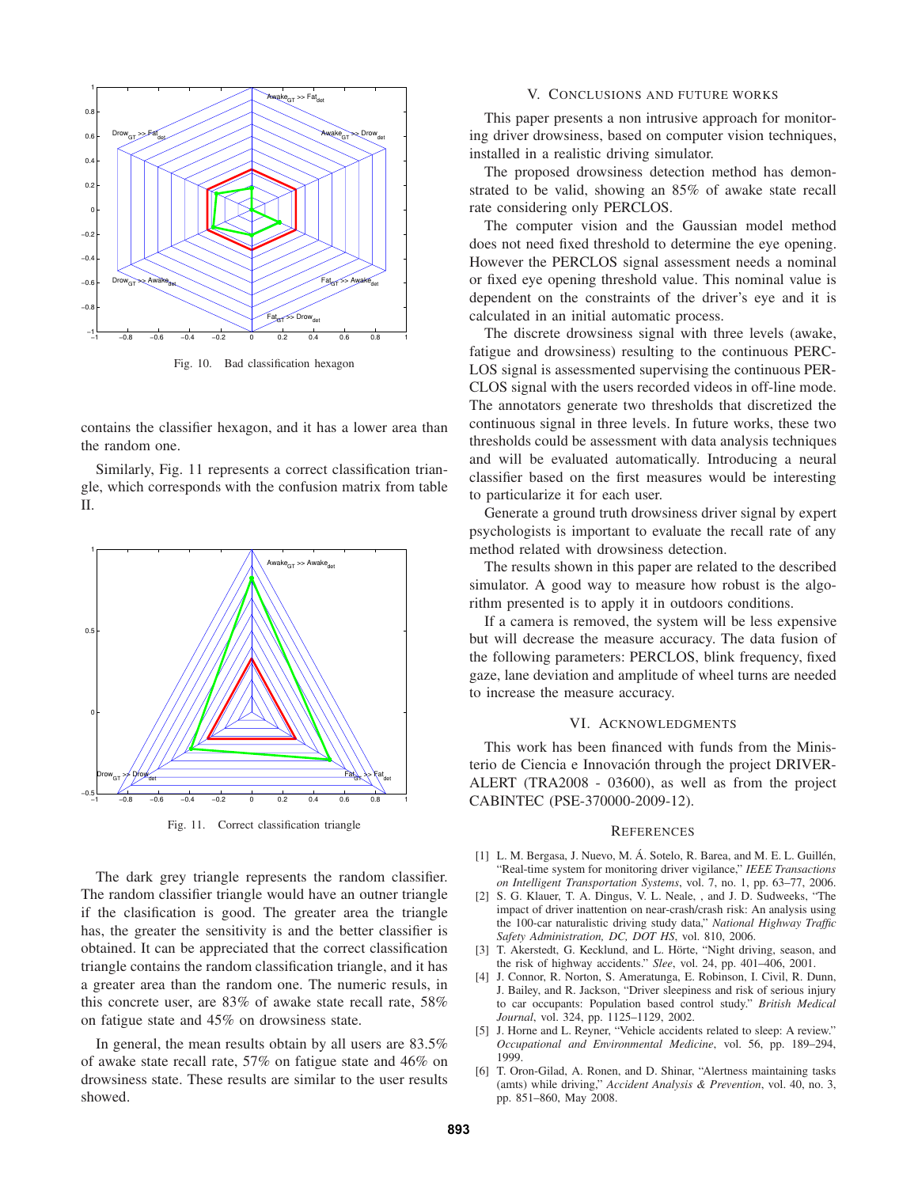Fig. 10. Bad classification hexagon

contains the classifier hexagon, and it has a lower area than the random one.

Similarly, Fig. 11 represents a correct classification triangle, which corresponds with the confusion matrix from table II.

Fig. 11. Correct classification triangle

The dark grey triangle represents the random classifier. The random classifier triangle would have an outner triangle if the clasification is good. The greater area the triangle has, the greater the sensitivity is and the better classifier is obtained. It can be appreciated that the correct classification triangle contains the random classification triangle, and it has a greater area than the random one. The numeric resuls, in this concrete user, are 83% of awake state recall rate, 58% on fatigue state and 45% on drowsiness state.

In general, the mean results obtain by all users are 83.5% of awake state recall rate, 57% on fatigue state and 46% on drowsiness state. These results are similar to the user results showed.

## V. CONCLUSIONS AND FUTURE WORKS

This paper presents a non intrusive approach for monitoring driver drowsiness, based on computer vision techniques, installed in a realistic driving simulator.

The proposed drowsiness detection method has demonstrated to be valid, showing an 85% of awake state recall rate considering only PERCLOS.

The computer vision and the Gaussian model method does not need fixed threshold to determine the eye opening. However the PERCLOS signal assessment needs a nominal or fixed eye opening threshold value. This nominal value is dependent on the constraints of the driver's eye and it is calculated in an initial automatic process.

The discrete drowsiness signal with three levels (awake, fatigue and drowsiness) resulting to the continuous PERCLOS signal is assessmented supervising the continuous PERCLOS signal with the users recorded videos in off-line mode. The annotators generate two thresholds that discretized the continuous signal in three levels. In future works, these two thresholds could be assessment with data analysis techniques and will be evaluated automatically. Introducing a neural classifier based on the first measures would be interesting to particularize it for each user.

Generate a ground truth drowsiness driver signal by expert psychologists is important to evaluate the recall rate of any method related with drowsiness detection.

The results shown in this paper are related to the described simulator. A good way to measure how robust is the algorithm presented is to apply it in outdoors conditions.

If a camera is removed, the system will be less expensive but will decrease the measure accuracy. The data fusion of the following parameters: PERCLOS, blink frequency, fixed gaze, lane deviation and amplitude of wheel turns are needed to increase the measure accuracy.

## VI. ACKNOWLEDGMENTS

This work has been financed with funds from the Ministerio de Ciencia e Innovación through the project DRIVER-ALERT (TRA2008 - 03600), as well as from the project CABINTEC (PSE-370000-2009-12).

## REFERENCES

[1] L. M. Bergasa, J. Nuevo, M. Á. Sotelo, R. Barea, and M. E. L. Guillén, "Real-time system for monitoring driver vigilance," *IEEE Transactions on Intelligent Transportation Systems*, vol. 7, no. 1, pp. 63–77, 2006.

[2] S. G. Klauer, T. A. Dingus, V. L. Neale, , and J. D. Sudweeks, "The impact of driver inattention on near-crash/crash risk: An analysis using the 100-car naturalistic driving study data," *National Highway Traffic Safety Administration, DC, DOT HS*, vol. 810, 2006.

[3] T. Akerstedt, G. Kecklund, and L. Hörte, "Night driving, season, and the risk of highway accidents." *Slee*, vol. 24, pp. 401–406, 2001.

[4] J. Connor, R. Norton, S. Ameratunga, E. Robinson, I. Civil, R. Dunn, J. Bailey, and R. Jackson, "Driver sleepiness and risk of serious injury to car occupants: Population based control study." *British Medical Journal*, vol. 324, pp. 1125–1129, 2002.

[5] J. Horne and L. Reyner, "Vehicle accidents related to sleep: A review." *Occupational and Environmental Medicine*, vol. 56, pp. 189–294, 1999.

[6] T. Oron-Gilad, A. Ronen, and D. Shinar, "Alertness maintaining tasks (amts) while driving," *Accident Analysis & Prevention*, vol. 40, no. 3, pp. 851–860, May 2008.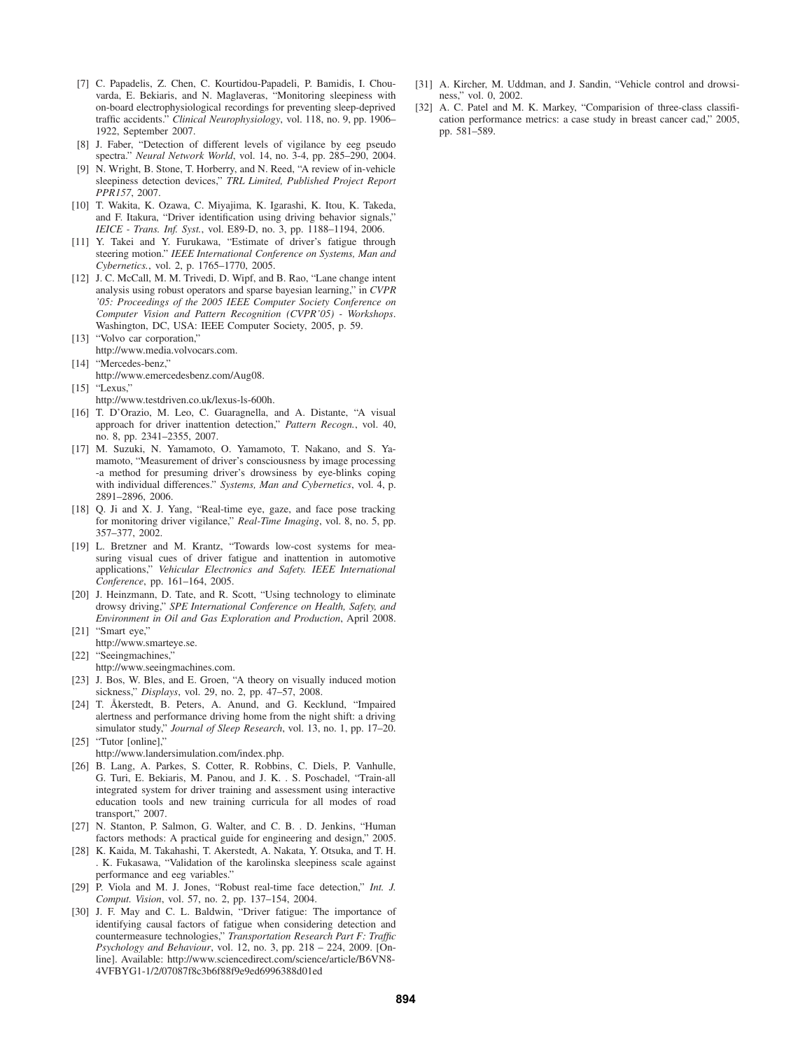[7] C. Papadelis, Z. Chen, C. Kourtidou-Papadeli, P. Bamidis, I. Chouvarda, E. Bekiaris, and N. Maglaveras, "Monitoring sleepiness with on-board electrophysiological recordings for preventing sleep-deprived traffic accidents." *Clinical Neurophysiology*, vol. 118, no. 9, pp. 1906–1922, September 2007.

[8] J. Faber, "Detection of different levels of vigilance by eeg pseudo spectra." *Neural Network World*, vol. 14, no. 3-4, pp. 285–290, 2004.

[9] N. Wright, B. Stone, T. Horberry, and N. Reed, "A review of in-vehicle sleepiness detection devices," *TRL Limited, Published Project Report PPR157*, 2007.

[10] T. Wakita, K. Ozawa, C. Miyajima, K. Igarashi, K. Itou, K. Takeda, and F. Itakura, "Driver identification using driving behavior signals," *IEICE - Trans. Inf. Syst.*, vol. E89-D, no. 3, pp. 1188–1194, 2006.

[11] Y. Takei and Y. Furukawa, "Estimate of driver's fatigue through steering motion." *IEEE International Conference on Systems, Man and Cybernetics.*, vol. 2, pp. 1765–1770, 2005.

[12] J. C. McCall, M. M. Trivedi, D. Wipf, and B. Rao, "Lane change intent analysis using robust operators and sparse bayesian learning," in *CVPR '05: Proceedings of the 2005 IEEE Computer Society Conference on Computer Vision and Pattern Recognition (CVPR'05) - Workshops*. Washington, DC, USA: IEEE Computer Society, 2005, p. 59.

[13] "Volvo car corporation," http://www.media.volvocars.com.

[14] "Mercedes-benz," http://www.emercedesbenz.com/Aug08.

[15] "Lexus," http://www.testdriven.co.uk/lexus-ls-600h.

[16] T. D'Orazio, M. Leo, C. Guaragnella, and A. Distante, "A visual approach for driver inattention detection," *Pattern Recogn.*, vol. 40, no. 8, pp. 2341–2355, 2007.

[17] M. Suzuki, N. Yamamoto, O. Yamamoto, T. Nakano, and S. Yamamoto, "Measurement of driver's consciousness by image processing -a method for presuming driver's drowsiness by eye-blinks coping with individual differences." *Systems, Man and Cybernetics*, vol. 4, p. 2891–2896, 2006.

[18] Q. Ji and X. J. Yang, "Real-time eye, gaze, and face pose tracking for monitoring driver vigilance," *Real-Time Imaging*, vol. 8, no. 5, pp. 357–377, 2002.

[19] L. Bretzner and M. Krantz, "Towards low-cost systems for measuring visual cues of driver fatigue and inattention in automotive applications," *Vehicular Electronics and Safety. IEEE International Conference*, pp. 161–164, 2005.

[20] J. Heinzmann, D. Tate, and R. Scott, "Using technology to eliminate drowsy driving," *SPE International Conference on Health, Safety, and Environment in Oil and Gas Exploration and Production*, April 2008.

[21] "Smart eye," http://www.smarteye.se.

[22] "Seeingmachines," http://www.seeingmachines.com.

[23] J. Bos, W. Bles, and E. Groen, "A theory on visually induced motion sickness," *Displays*, vol. 29, no. 2, pp. 47–57, 2008.

[24] T. Åkerstedt, B. Peters, A. Anund, and G. Kecklund, "Impaired alertness and performance driving home from the night shift: a driving simulator study," *Journal of Sleep Research*, vol. 13, no. 1, pp. 17–20.

[25] "Tutor [online]," http://www.landersimulation.com/index.php.

[26] B. Lang, A. Parkes, S. Cotter, R. Robbins, C. Diels, P. Vanhulle, G. Turi, E. Bekiaris, M. Panou, and J. K. . S. Poschadel, "Train-all integrated system for driver training and assessment using interactive education tools and new training curricula for all modes of road transport," 2007.

[27] N. Stanton, P. Salmon, G. Walter, and C. B. . D. Jenkins, "Human factors methods: A practical guide for engineering and design," 2005.

[28] K. Kaida, M. Takahashi, T. Akerstedt, A. Nakata, Y. Otsuka, and T. H. . K. Fukasawa, "Validation of the karolinska sleepiness scale against performance and eeg variables."

[29] P. Viola and M. J. Jones, "Robust real-time face detection," *Int. J. Comput. Vision*, vol. 57, no. 2, pp. 137–154, 2004.

[30] J. F. May and C. L. Baldwin, "Driver fatigue: The importance of identifying causal factors of fatigue when considering detection and countermeasure technologies," *Transportation Research Part F: Traffic Psychology and Behaviour*, vol. 12, no. 3, pp. 218 – 224, 2009. [Online]. Available: http://www.sciencedirect.com/science/article/B6VN8-4VFBYG1-1/2/07087f8c3b6f88f9e9ed6996388d01ed

[31] A. Kircher, M. Uddman, and J. Sandin, "Vehicle control and drowsiness," vol. 0, 2002.

[32] A. C. Patel and M. K. Markey, "Comparision of three-class classification performance metrics: a case study in breast cancer cad," 2005, pp. 581–589.